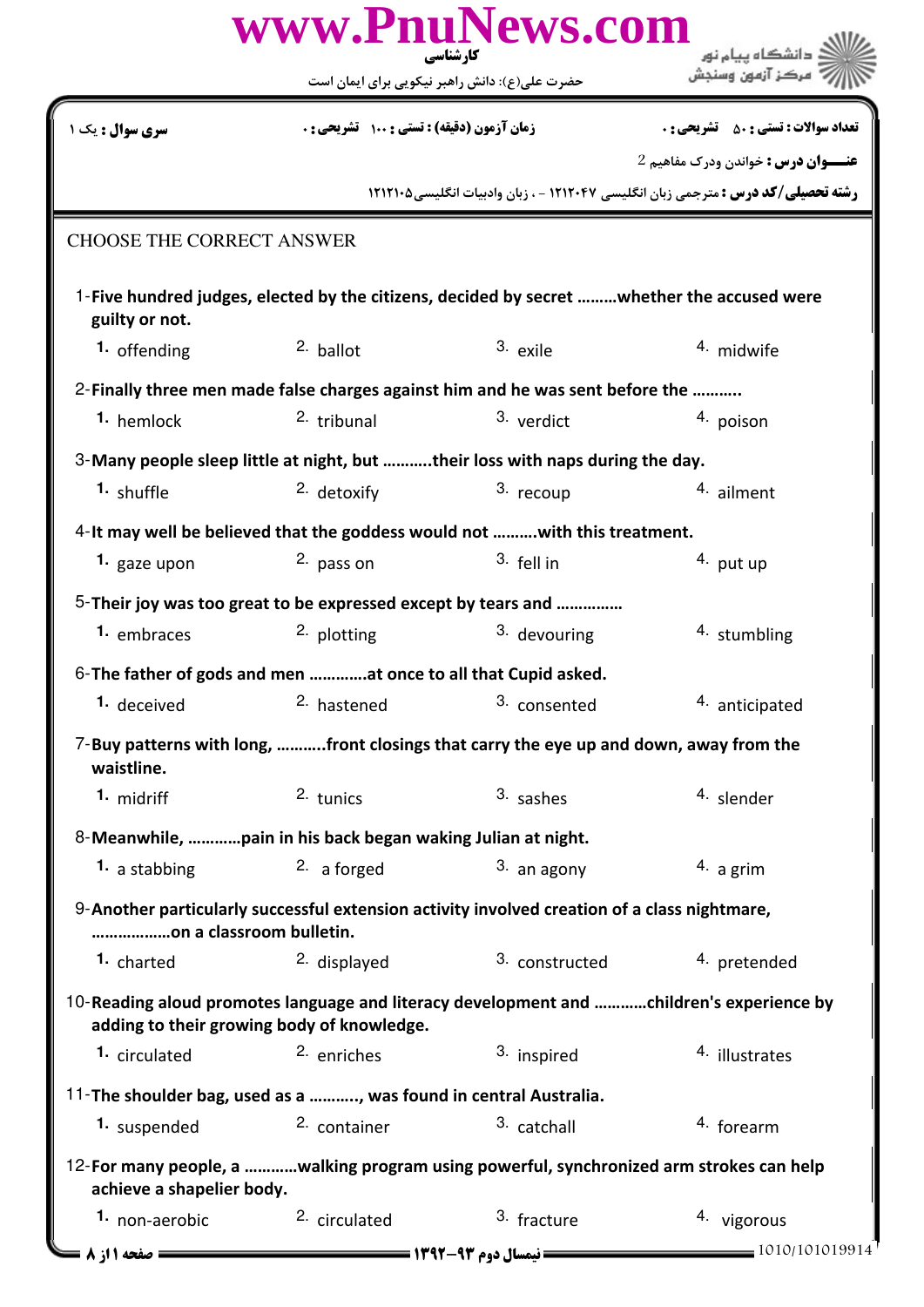کارشناسی

حضرت علی(ع): دانش راهبر نیکویی برای ایمان است

| سری سوال : یک ۱ | زمان آزمون (دقیقه) : تستی : ۱۰۰ تشریحی : ۰ | تعداد سوالات : تستی : ۵۰ تشریحی : ۰ |
|---|---|---|

**عنـــوان درس :** خواندن ودرک مفاهیم 2

**رشته تحصیلی/کد درس :** مترجمی زبان انگلیسی ۱۲۱۲۰۴۷ - ، زبان وادبیات انگلیسی۱۲۱۲۱۰۵

CHOOSE THE CORRECT ANSWER

1-**Five hundred judges, elected by the citizens, decided by secret .........whether the accused were guilty or not.**

1. offending 2. ballot 3. exile 4. midwife

2-**Finally three men made false charges against him and he was sent before the ..........**

1. hemlock 2. tribunal 3. verdict 4. poison

3-**Many people sleep little at night, but ...........their loss with naps during the day.**

1. shuffle 2. detoxify 3. recoup 4. ailment

4-**It may well be believed that the goddess would not ..........with this treatment.**

1. gaze upon 2. pass on 3. fell in 4. put up

5-**Their joy was too great to be expressed except by tears and ..............**

1. embraces 2. plotting 3. devouring 4. stumbling

6-**The father of gods and men .............at once to all that Cupid asked.**

1. deceived 2. hastened 3. consented 4. anticipated

7-**Buy patterns with long, ...........front closings that carry the eye up and down, away from the waistline.**

1. midriff 2. tunics 3. sashes 4. slender

8-**Meanwhile, ............pain in his back began waking Julian at night.**

1. a stabbing 2. a forged 3. an agony 4. a grim

9-**Another particularly successful extension activity involved creation of a class nightmare, ..................on a classroom bulletin.**

1. charted 2. displayed 3. constructed 4. pretended

10-**Reading aloud promotes language and literacy development and ............children's experience by adding to their growing body of knowledge.**

1. circulated 2. enriches 3. inspired 4. illustrates

11-**The shoulder bag, used as a .........., was found in central Australia.**

1. suspended 2. container 3. catchall 4. forearm

12-**For many people, a ............walking program using powerful, synchronized arm strokes can help achieve a shapelier body.**

1. non-aerobic 2. circulated 3. fracture 4. vigorous

نیمسال دوم ۹۳-۱۳۹۲

1010/101019914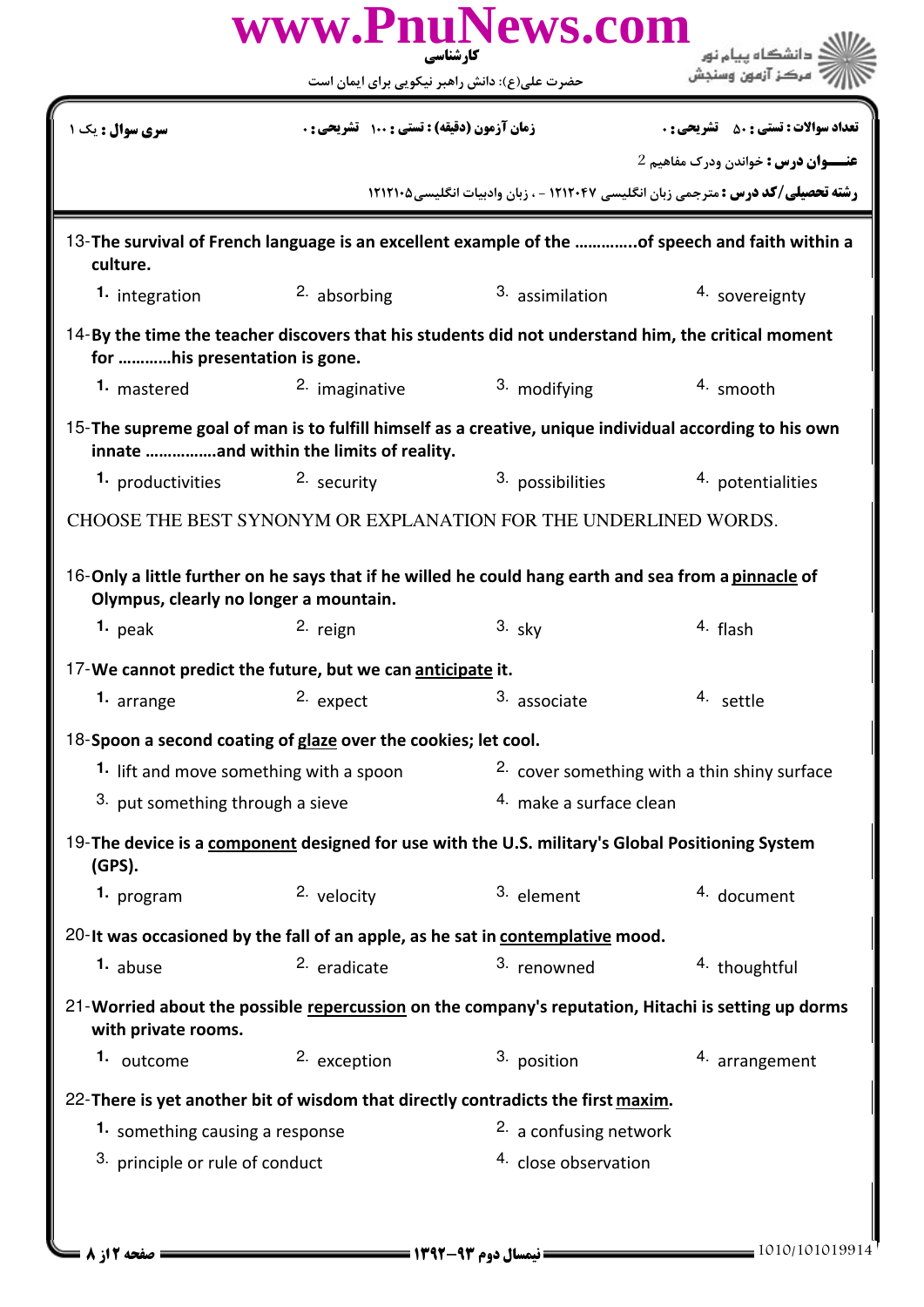13-**The survival of French language is an excellent example of the ………….of speech and faith within a culture.**

1. integration
2. absorbing
3. assimilation
4. sovereignty

14-**By the time the teacher discovers that his students did not understand him, the critical moment for …………his presentation is gone.**

1. mastered
2. imaginative
3. modifying
4. smooth

15-**The supreme goal of man is to fulfill himself as a creative, unique individual according to his own innate …………….and within the limits of reality.**

1. productivities
2. security
3. possibilities
4. potentialities

CHOOSE THE BEST SYNONYM OR EXPLANATION FOR THE UNDERLINED WORDS.

16-**Only a little further on he says that if he willed he could hang earth and sea from a <u>pinnacle</u> of Olympus, clearly no longer a mountain.**

1. peak
2. reign
3. sky
4. flash

17-**We cannot predict the future, but we can <u>anticipate</u> it.**

1. arrange
2. expect
3. associate
4. settle

18-**Spoon a second coating of <u>glaze</u> over the cookies; let cool.**

1. lift and move something with a spoon
2. cover something with a thin shiny surface
3. put something through a sieve
4. make a surface clean

19-**The device is a <u>component</u> designed for use with the U.S. military's Global Positioning System (GPS).**

1. program
2. velocity
3. element
4. document

20-**It was occasioned by the fall of an apple, as he sat in <u>contemplative</u> mood.**

1. abuse
2. eradicate
3. renowned
4. thoughtful

21-**Worried about the possible <u>repercussion</u> on the company's reputation, Hitachi is setting up dorms with private rooms.**

1. outcome
2. exception
3. position
4. arrangement

22-**There is yet another bit of wisdom that directly contradicts the first <u>maxim</u>.**

1. something causing a response
2. a confusing network
3. principle or rule of conduct
4. close observation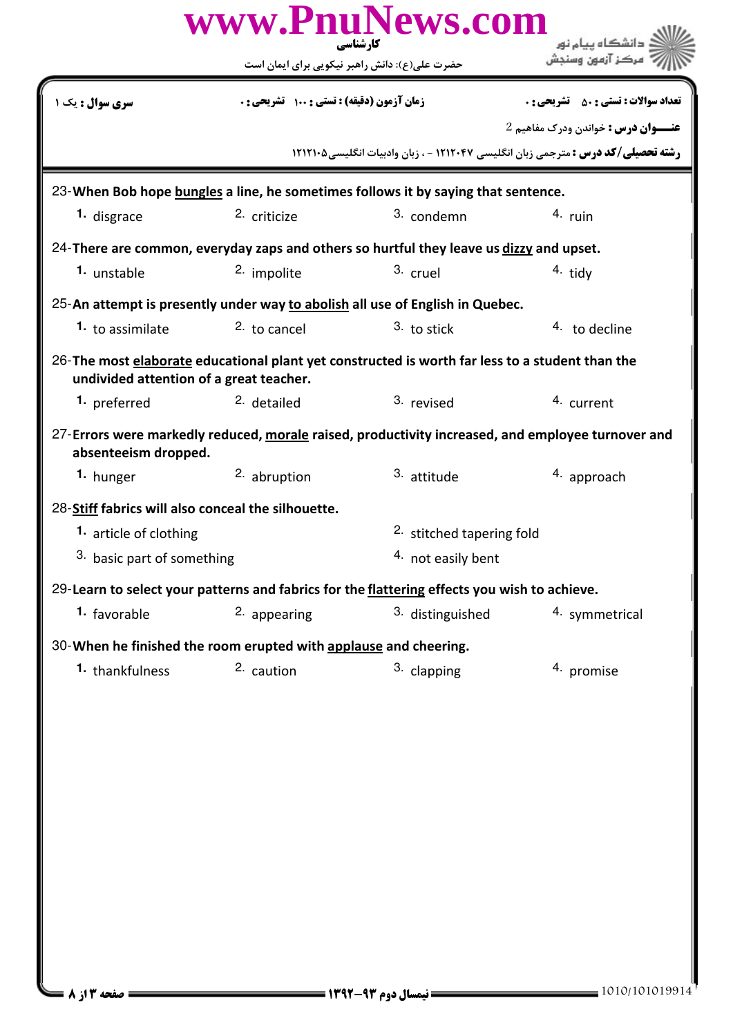23-**When Bob hope <u>bungles</u> a line, he sometimes follows it by saying that sentence.**

1. disgrace
2. criticize
3. condemn
4. ruin

24-**There are common, everyday zaps and others so hurtful they leave us <u>dizzy</u> and upset.**

1. unstable
2. impolite
3. cruel
4. tidy

25-**An attempt is presently under way <u>to abolish</u> all use of English in Quebec.**

1. to assimilate
2. to cancel
3. to stick
4. to decline

26-**The most <u>elaborate</u> educational plant yet constructed is worth far less to a student than the undivided attention of a great teacher.**

1. preferred
2. detailed
3. revised
4. current

27-**Errors were markedly reduced, <u>morale</u> raised, productivity increased, and employee turnover and absenteeism dropped.**

1. hunger
2. abruption
3. attitude
4. approach

28-**<u>Stiff</u> fabrics will also conceal the silhouette.**

1. article of clothing
2. stitched tapering fold
3. basic part of something
4. not easily bent

29-**Learn to select your patterns and fabrics for the <u>flattering</u> effects you wish to achieve.**

1. favorable
2. appearing
3. distinguished
4. symmetrical

30-**When he finished the room erupted with <u>applause</u> and cheering.**

1. thankfulness
2. caution
3. clapping
4. promise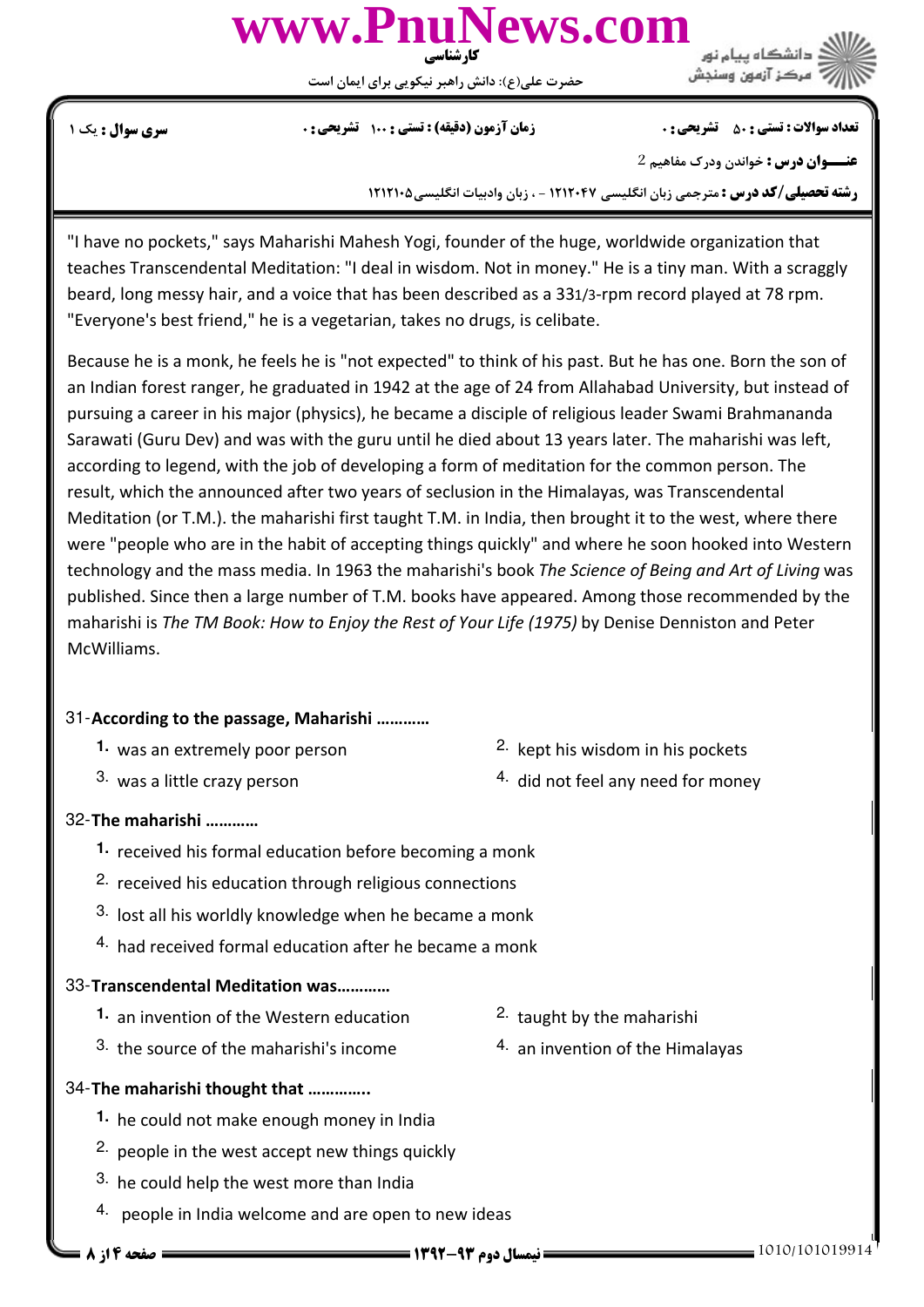"I have no pockets," says Maharishi Mahesh Yogi, founder of the huge, worldwide organization that teaches Transcendental Meditation: "I deal in wisdom. Not in money." He is a tiny man. With a scraggly beard, long messy hair, and a voice that has been described as a 331/3-rpm record played at 78 rpm. "Everyone's best friend," he is a vegetarian, takes no drugs, is celibate.

Because he is a monk, he feels he is "not expected" to think of his past. But he has one. Born the son of an Indian forest ranger, he graduated in 1942 at the age of 24 from Allahabad University, but instead of pursuing a career in his major (physics), he became a disciple of religious leader Swami Brahmananda Sarawati (Guru Dev) and was with the guru until he died about 13 years later. The maharishi was left, according to legend, with the job of developing a form of meditation for the common person. The result, which the announced after two years of seclusion in the Himalayas, was Transcendental Meditation (or T.M.). the maharishi first taught T.M. in India, then brought it to the west, where there were "people who are in the habit of accepting things quickly" and where he soon hooked into Western technology and the mass media. In 1963 the maharishi's book *The Science of Being and Art of Living* was published. Since then a large number of T.M. books have appeared. Among those recommended by the maharishi is *The TM Book: How to Enjoy the Rest of Your Life (1975)* by Denise Denniston and Peter McWilliams.

31-**According to the passage, Maharishi …………**

1. was an extremely poor person
2. kept his wisdom in his pockets
3. was a little crazy person
4. did not feel any need for money

32-**The maharishi …………**

1. received his formal education before becoming a monk
2. received his education through religious connections
3. lost all his worldly knowledge when he became a monk
4. had received formal education after he became a monk

33-**Transcendental Meditation was…………**

1. an invention of the Western education
2. taught by the maharishi
3. the source of the maharishi's income
4. an invention of the Himalayas

34-**The maharishi thought that …………..**

1. he could not make enough money in India
2. people in the west accept new things quickly
3. he could help the west more than India
4. people in India welcome and are open to new ideas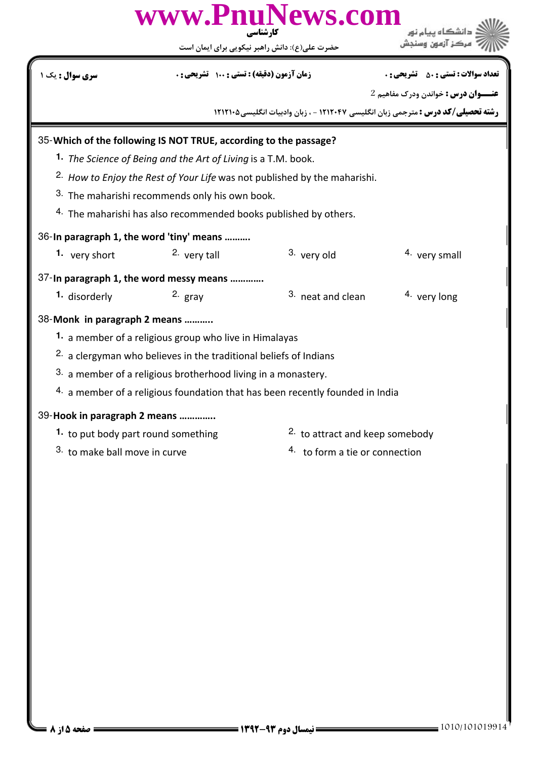35-**Which of the following IS NOT TRUE, according to the passage?**

1. *The Science of Being and the Art of Living* is a T.M. book.
2. *How to Enjoy the Rest of Your Life* was not published by the maharishi.
3. The maharishi recommends only his own book.
4. The maharishi has also recommended books published by others.

36-**In paragraph 1, the word 'tiny' means ……….**

1. very short
2. very tall
3. very old
4. very small

37-**In paragraph 1, the word messy means ………….**

1. disorderly
2. gray
3. neat and clean
4. very long

38-**Monk in paragraph 2 means ………..**

1. a member of a religious group who live in Himalayas
2. a clergyman who believes in the traditional beliefs of Indians
3. a member of a religious brotherhood living in a monastery.
4. a member of a religious foundation that has been recently founded in India

39-**Hook in paragraph 2 means …………..**

1. to put body part round something
2. to attract and keep somebody
3. to make ball move in curve
4. to form a tie or connection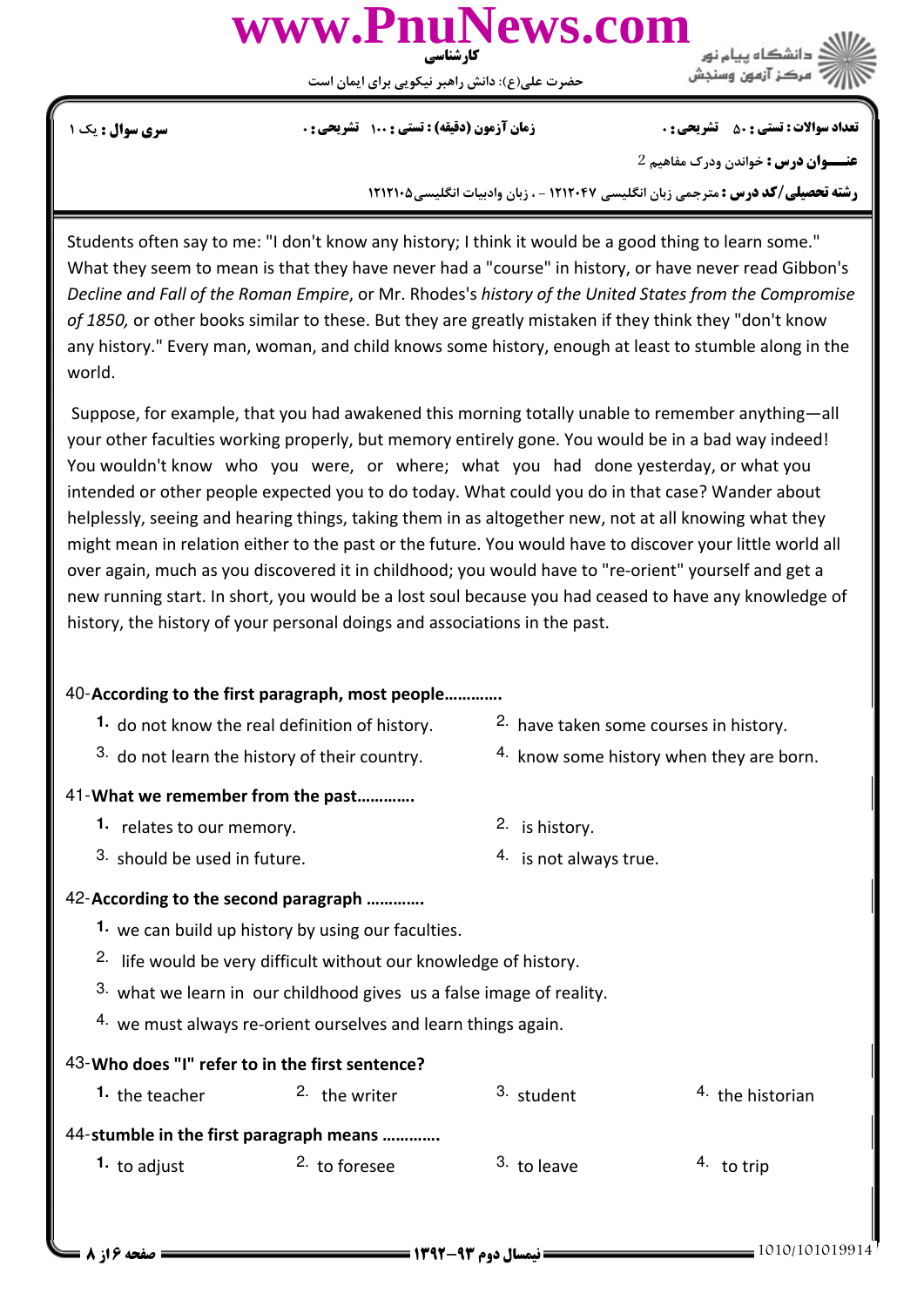Students often say to me: "I don't know any history; I think it would be a good thing to learn some." What they seem to mean is that they have never had a "course" in history, or have never read Gibbon's *Decline and Fall of the Roman Empire*, or Mr. Rhodes's *history of the United States from the Compromise of 1850,* or other books similar to these. But they are greatly mistaken if they think they "don't know any history." Every man, woman, and child knows some history, enough at least to stumble along in the world.

Suppose, for example, that you had awakened this morning totally unable to remember anything—all your other faculties working properly, but memory entirely gone. You would be in a bad way indeed! You wouldn't know who you were, or where; what you had done yesterday, or what you intended or other people expected you to do today. What could you do in that case? Wander about helplessly, seeing and hearing things, taking them in as altogether new, not at all knowing what they might mean in relation either to the past or the future. You would have to discover your little world all over again, much as you discovered it in childhood; you would have to "re-orient" yourself and get a new running start. In short, you would be a lost soul because you had ceased to have any knowledge of history, the history of your personal doings and associations in the past.

40-**According to the first paragraph, most people............**

1. do not know the real definition of history.
2. have taken some courses in history.
3. do not learn the history of their country.
4. know some history when they are born.

41-**What we remember from the past............**

1. relates to our memory.
2. is history.
3. should be used in future.
4. is not always true.

42-**According to the second paragraph ............**

1. we can build up history by using our faculties.
2. life would be very difficult without our knowledge of history.
3. what we learn in our childhood gives us a false image of reality.
4. we must always re-orient ourselves and learn things again.

43-**Who does "I" refer to in the first sentence?**

1. the teacher
2. the writer
3. student
4. the historian

44-**stumble in the first paragraph means ............**

1. to adjust
2. to foresee
3. to leave
4. to trip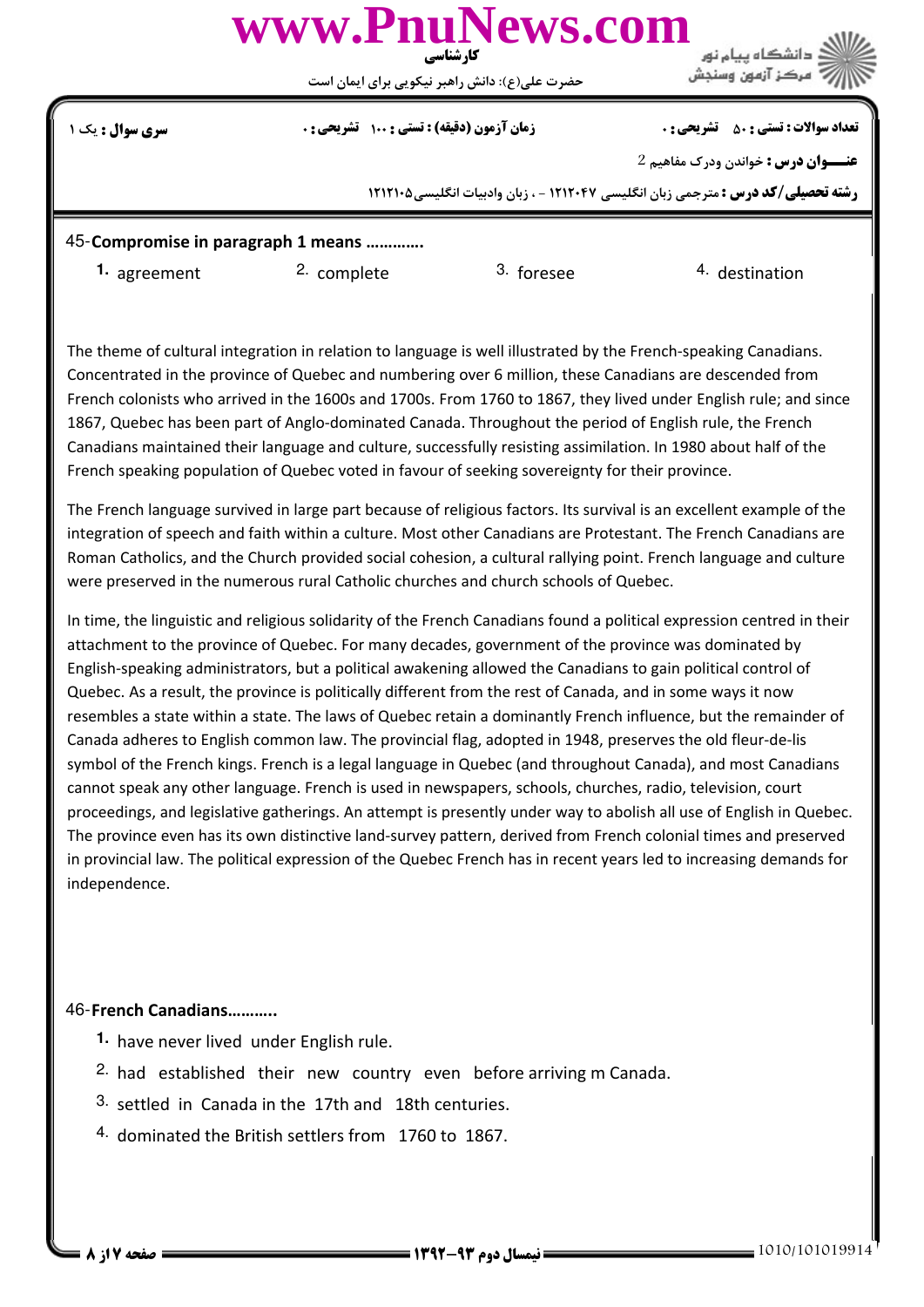45-**Compromise in paragraph 1 means ............**

1. agreement
2. complete
3. foresee
4. destination

The theme of cultural integration in relation to language is well illustrated by the French-speaking Canadians. Concentrated in the province of Quebec and numbering over 6 million, these Canadians are descended from French colonists who arrived in the 1600s and 1700s. From 1760 to 1867, they lived under English rule; and since 1867, Quebec has been part of Anglo-dominated Canada. Throughout the period of English rule, the French Canadians maintained their language and culture, successfully resisting assimilation. In 1980 about half of the French speaking population of Quebec voted in favour of seeking sovereignty for their province.

The French language survived in large part because of religious factors. Its survival is an excellent example of the integration of speech and faith within a culture. Most other Canadians are Protestant. The French Canadians are Roman Catholics, and the Church provided social cohesion, a cultural rallying point. French language and culture were preserved in the numerous rural Catholic churches and church schools of Quebec.

In time, the linguistic and religious solidarity of the French Canadians found a political expression centred in their attachment to the province of Quebec. For many decades, government of the province was dominated by English-speaking administrators, but a political awakening allowed the Canadians to gain political control of Quebec. As a result, the province is politically different from the rest of Canada, and in some ways it now resembles a state within a state. The laws of Quebec retain a dominantly French influence, but the remainder of Canada adheres to English common law. The provincial flag, adopted in 1948, preserves the old fleur-de-lis symbol of the French kings. French is a legal language in Quebec (and throughout Canada), and most Canadians cannot speak any other language. French is used in newspapers, schools, churches, radio, television, court proceedings, and legislative gatherings. An attempt is presently under way to abolish all use of English in Quebec. The province even has its own distinctive land-survey pattern, derived from French colonial times and preserved in provincial law. The political expression of the Quebec French has in recent years led to increasing demands for independence.

46-**French Canadians...........**

1. have never lived under English rule.
2. had established their new country even before arriving m Canada.
3. settled in Canada in the 17th and 18th centuries.
4. dominated the British settlers from 1760 to 1867.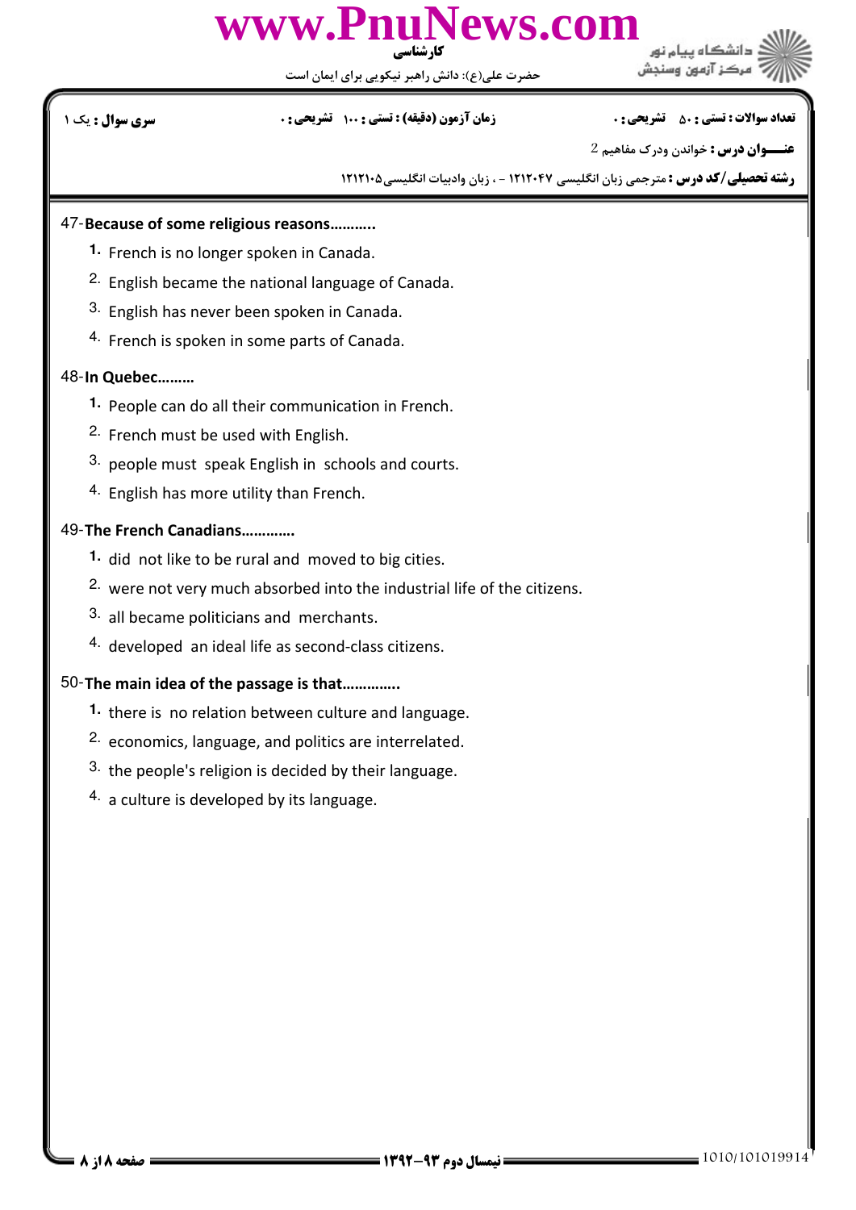www.PnuNews.com

کارشناسی

حضرت علی(ع): دانش راهبر نیکویی برای ایمان است

دانشگاه پیام نور
مرکز آزمون وسنجش

**سری سوال :** یک ۱

**زمان آزمون (دقیقه) : تستی :** ۱۰۰ **تشریحی :** ۰

**تعداد سوالات : تستی :** ۵۰ **تشریحی :** ۰

**عنـــوان درس :** خواندن ودرک مفاهیم 2

**رشته تحصیلی/کد درس :** مترجمی زبان انگلیسی ۱۲۱۲۰۴۷ - ، زبان وادبیات انگلیسی۱۲۱۲۱۰۵

47-**Because of some religious reasons...........**

1. French is no longer spoken in Canada.
2. English became the national language of Canada.
3. English has never been spoken in Canada.
4. French is spoken in some parts of Canada.

48-**In Quebec.........**

1. People can do all their communication in French.
2. French must be used with English.
3. people must speak English in schools and courts.
4. English has more utility than French.

49-**The French Canadians............**

1. did not like to be rural and moved to big cities.
2. were not very much absorbed into the industrial life of the citizens.
3. all became politicians and merchants.
4. developed an ideal life as second-class citizens.

50-**The main idea of the passage is that..............**

1. there is no relation between culture and language.
2. economics, language, and politics are interrelated.
3. the people's religion is decided by their language.
4. a culture is developed by its language.

نیمسال دوم ۹۳-۱۳۹۲

1010/101019914